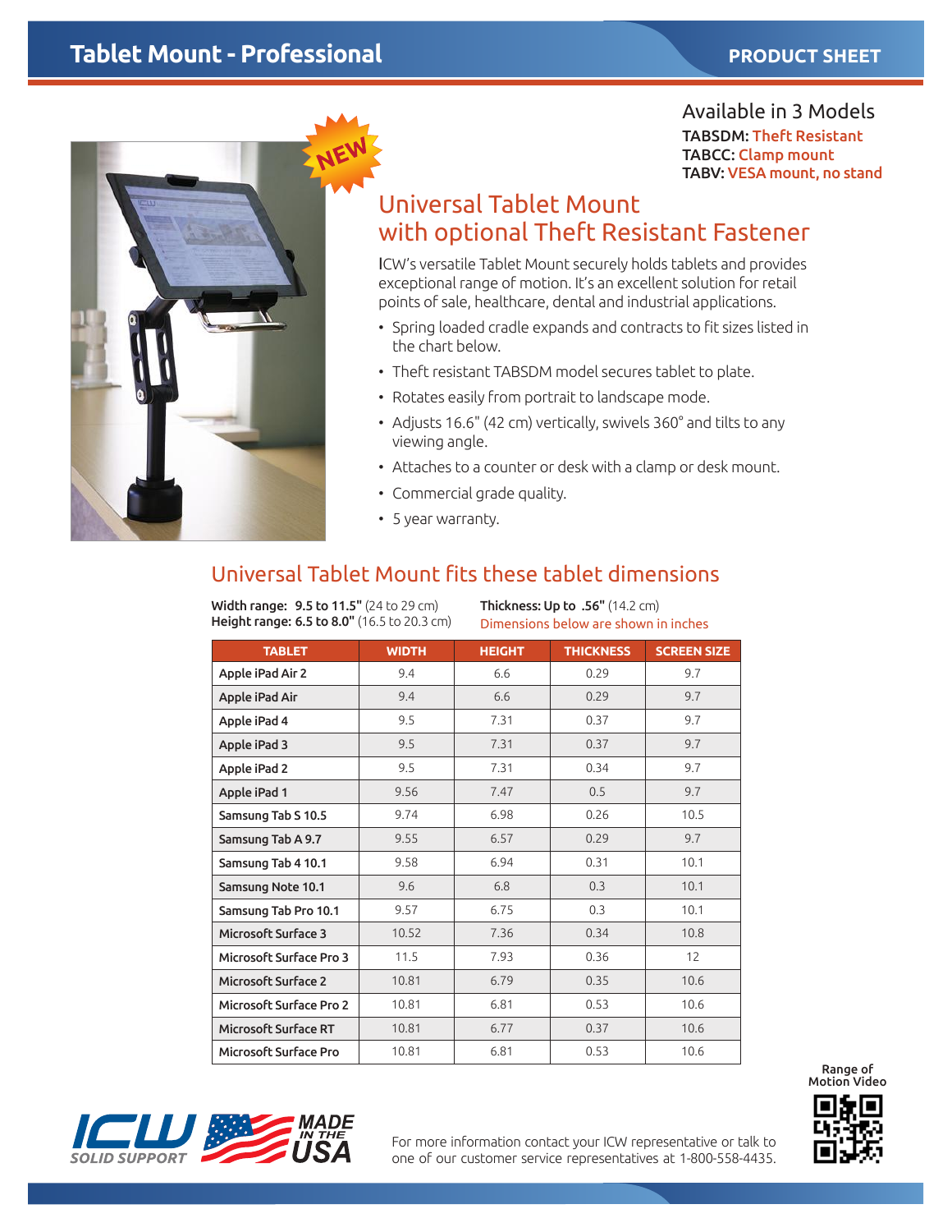# Tablet Mount - Professional

PRODUCT SHEET

NEW

## Available in 3 Models

**TABSDM:** Theft Resistant
**TABCC:** Clamp mount
**TABV:** VESA mount, no stand

## Universal Tablet Mount with optional Theft Resistant Fastener

ICW's versatile Tablet Mount securely holds tablets and provides exceptional range of motion. It's an excellent solution for retail points of sale, healthcare, dental and industrial applications.

- Spring loaded cradle expands and contracts to fit sizes listed in the chart below.
- Theft resistant TABSDM model secures tablet to plate.
- Rotates easily from portrait to landscape mode.
- Adjusts 16.6" (42 cm) vertically, swivels 360° and tilts to any viewing angle.
- Attaches to a counter or desk with a clamp or desk mount.
- Commercial grade quality.
- 5 year warranty.

## Universal Tablet Mount fits these tablet dimensions

**Width range: 9.5 to 11.5"** (24 to 29 cm)
**Height range: 6.5 to 8.0"** (16.5 to 20.3 cm)

**Thickness: Up to .56"** (14.2 cm)
Dimensions below are shown in inches

| TABLET | WIDTH | HEIGHT | THICKNESS | SCREEN SIZE |
|---|---|---|---|---|
| Apple iPad Air 2 | 9.4 | 6.6 | 0.29 | 9.7 |
| Apple iPad Air | 9.4 | 6.6 | 0.29 | 9.7 |
| Apple iPad 4 | 9.5 | 7.31 | 0.37 | 9.7 |
| Apple iPad 3 | 9.5 | 7.31 | 0.37 | 9.7 |
| Apple iPad 2 | 9.5 | 7.31 | 0.34 | 9.7 |
| Apple iPad 1 | 9.56 | 7.47 | 0.5 | 9.7 |
| Samsung Tab S 10.5 | 9.74 | 6.98 | 0.26 | 10.5 |
| Samsung Tab A 9.7 | 9.55 | 6.57 | 0.29 | 9.7 |
| Samsung Tab 4 10.1 | 9.58 | 6.94 | 0.31 | 10.1 |
| Samsung Note 10.1 | 9.6 | 6.8 | 0.3 | 10.1 |
| Samsung Tab Pro 10.1 | 9.57 | 6.75 | 0.3 | 10.1 |
| Microsoft Surface 3 | 10.52 | 7.36 | 0.34 | 10.8 |
| Microsoft Surface Pro 3 | 11.5 | 7.93 | 0.36 | 12 |
| Microsoft Surface 2 | 10.81 | 6.79 | 0.35 | 10.6 |
| Microsoft Surface Pro 2 | 10.81 | 6.81 | 0.53 | 10.6 |
| Microsoft Surface RT | 10.81 | 6.77 | 0.37 | 10.6 |
| Microsoft Surface Pro | 10.81 | 6.81 | 0.53 | 10.6 |

ICW SOLID SUPPORT — MADE IN THE USA

For more information contact your ICW representative or talk to one of our customer service representatives at 1-800-558-4435.

Range of Motion Video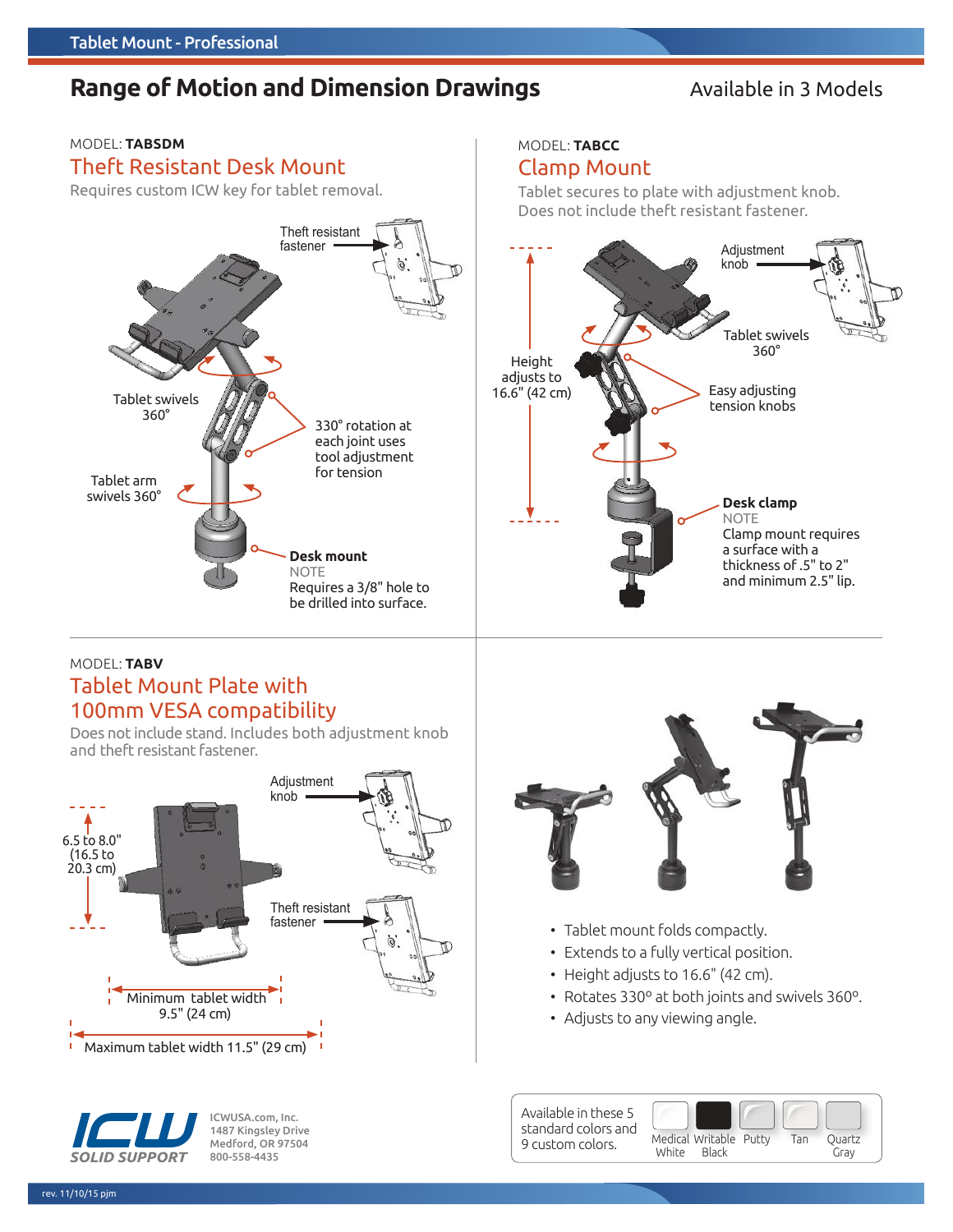# Range of Motion and Dimension Drawings

Available in 3 Models

MODEL: **TABSDM**

## Theft Resistant Desk Mount

Requires custom ICW key for tablet removal.

Theft resistant fastener

Tablet swivels 360˚

330˚ rotation at each joint uses tool adjustment for tension

Tablet arm swivels 360˚

**Desk mount**

NOTE

Requires a 3/8" hole to be drilled into surface.

MODEL: **TABCC**

## Clamp Mount

Tablet secures to plate with adjustment knob. Does not include theft resistant fastener.

Adjustment knob

Tablet swivels 360˚

Height adjusts to 16.6" (42 cm)

Easy adjusting tension knobs

**Desk clamp**

NOTE

Clamp mount requires a surface with a thickness of .5" to 2" and minimum 2.5" lip.

MODEL: **TABV**

## Tablet Mount Plate with 100mm VESA compatibility

Does not include stand. Includes both adjustment knob and theft resistant fastener.

Adjustment knob

Theft resistant fastener

6.5 to 8.0" (16.5 to 20.3 cm)

Minimum tablet width 9.5" (24 cm)

Maximum tablet width 11.5" (29 cm)

- Tablet mount folds compactly.
- Extends to a fully vertical position.
- Height adjusts to 16.6" (42 cm).
- Rotates 330º at both joints and swivels 360º.
- Adjusts to any viewing angle.

ICW SOLID SUPPORT

ICWUSA.com, Inc.
1487 Kingsley Drive
Medford, OR 97504
800-558-4435

Available in these 5 standard colors and 9 custom colors.

Medical White | Writable Black | Putty | Tan | Quartz Gray

rev. 11/10/15 pjm